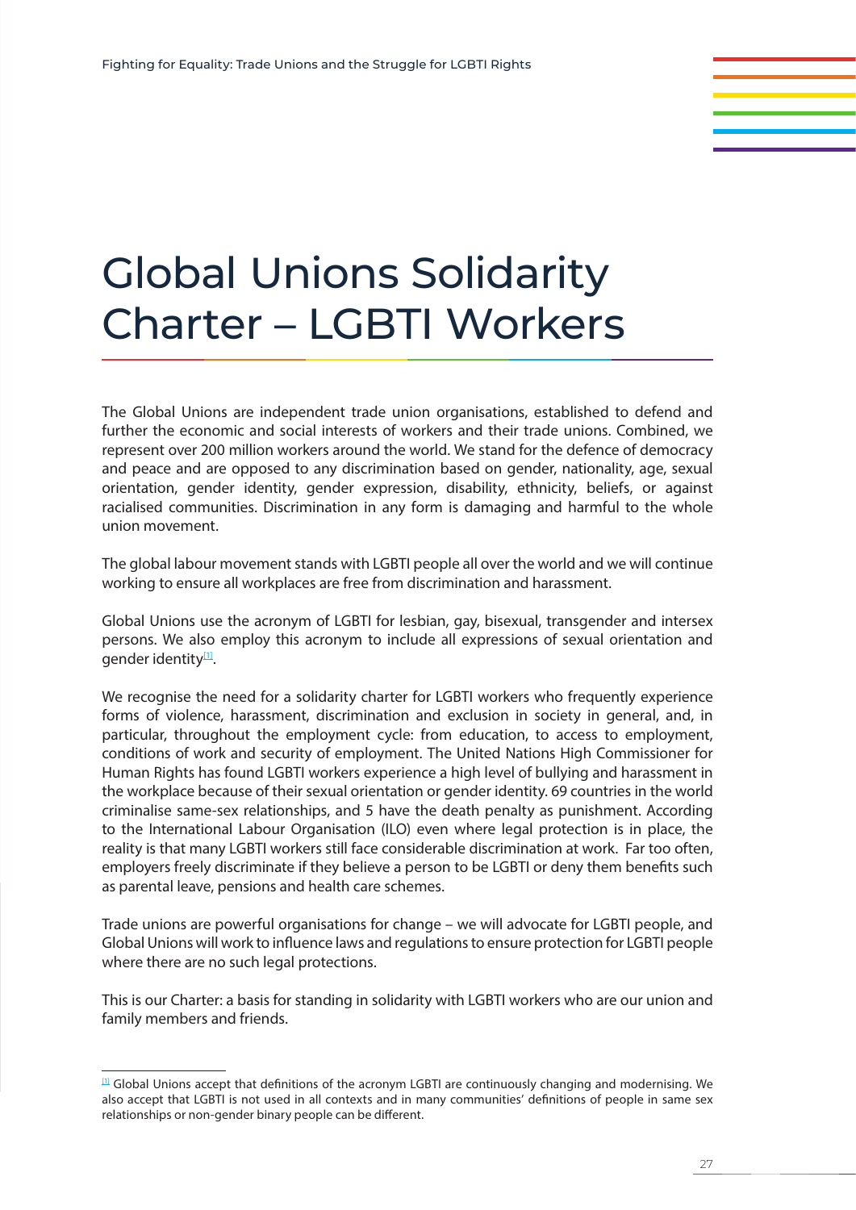# Global Unions Solidarity Charter – LGBTI Workers

The Global Unions are independent trade union organisations, established to defend and further the economic and social interests of workers and their trade unions. Combined, we represent over 200 million workers around the world. We stand for the defence of democracy and peace and are opposed to any discrimination based on gender, nationality, age, sexual orientation, gender identity, gender expression, disability, ethnicity, beliefs, or against racialised communities. Discrimination in any form is damaging and harmful to the whole union movement.

The global labour movement stands with LGBTI people all over the world and we will continue working to ensure all workplaces are free from discrimination and harassment.

Global Unions use the acronym of LGBTI for lesbian, gay, bisexual, transgender and intersex persons. We also employ this acronym to include all expressions of sexual orientation and gender identity[1].

We recognise the need for a solidarity charter for LGBTI workers who frequently experience forms of violence, harassment, discrimination and exclusion in society in general, and, in particular, throughout the employment cycle: from education, to access to employment, conditions of work and security of employment. The United Nations High Commissioner for Human Rights has found LGBTI workers experience a high level of bullying and harassment in the workplace because of their sexual orientation or gender identity. 69 countries in the world criminalise same-sex relationships, and 5 have the death penalty as punishment. According to the International Labour Organisation (ILO) even where legal protection is in place, the reality is that many LGBTI workers still face considerable discrimination at work. Far too often, employers freely discriminate if they believe a person to be LGBTI or deny them benefits such as parental leave, pensions and health care schemes.

Trade unions are powerful organisations for change – we will advocate for LGBTI people, and Global Unions will work to influence laws and regulations to ensure protection for LGBTI people where there are no such legal protections.

This is our Charter: a basis for standing in solidarity with LGBTI workers who are our union and family members and friends.

---

[1] Global Unions accept that definitions of the acronym LGBTI are continuously changing and modernising. We also accept that LGBTI is not used in all contexts and in many communities' definitions of people in same sex relationships or non-gender binary people can be different.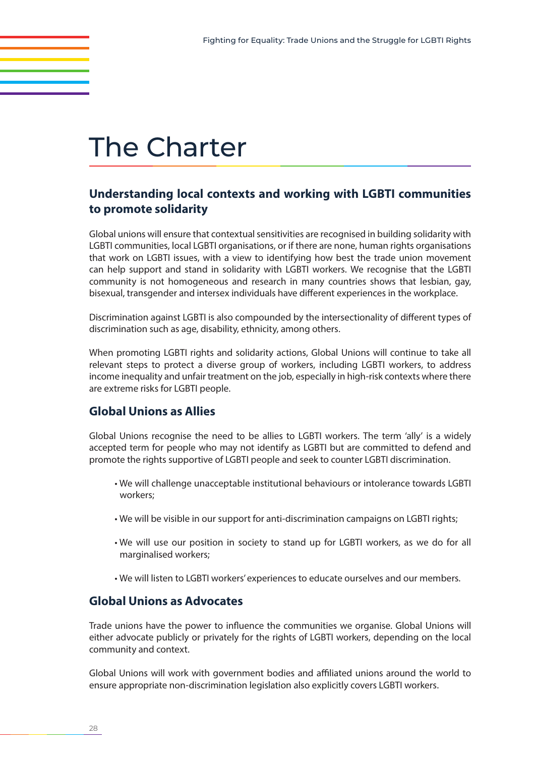# The Charter

## Understanding local contexts and working with LGBTI communities to promote solidarity

Global unions will ensure that contextual sensitivities are recognised in building solidarity with LGBTI communities, local LGBTI organisations, or if there are none, human rights organisations that work on LGBTI issues, with a view to identifying how best the trade union movement can help support and stand in solidarity with LGBTI workers. We recognise that the LGBTI community is not homogeneous and research in many countries shows that lesbian, gay, bisexual, transgender and intersex individuals have different experiences in the workplace.

Discrimination against LGBTI is also compounded by the intersectionality of different types of discrimination such as age, disability, ethnicity, among others.

When promoting LGBTI rights and solidarity actions, Global Unions will continue to take all relevant steps to protect a diverse group of workers, including LGBTI workers, to address income inequality and unfair treatment on the job, especially in high-risk contexts where there are extreme risks for LGBTI people.

## Global Unions as Allies

Global Unions recognise the need to be allies to LGBTI workers. The term 'ally' is a widely accepted term for people who may not identify as LGBTI but are committed to defend and promote the rights supportive of LGBTI people and seek to counter LGBTI discrimination.

- We will challenge unacceptable institutional behaviours or intolerance towards LGBTI workers;
- We will be visible in our support for anti-discrimination campaigns on LGBTI rights;
- We will use our position in society to stand up for LGBTI workers, as we do for all marginalised workers;
- We will listen to LGBTI workers' experiences to educate ourselves and our members.

## Global Unions as Advocates

Trade unions have the power to influence the communities we organise. Global Unions will either advocate publicly or privately for the rights of LGBTI workers, depending on the local community and context.

Global Unions will work with government bodies and affiliated unions around the world to ensure appropriate non-discrimination legislation also explicitly covers LGBTI workers.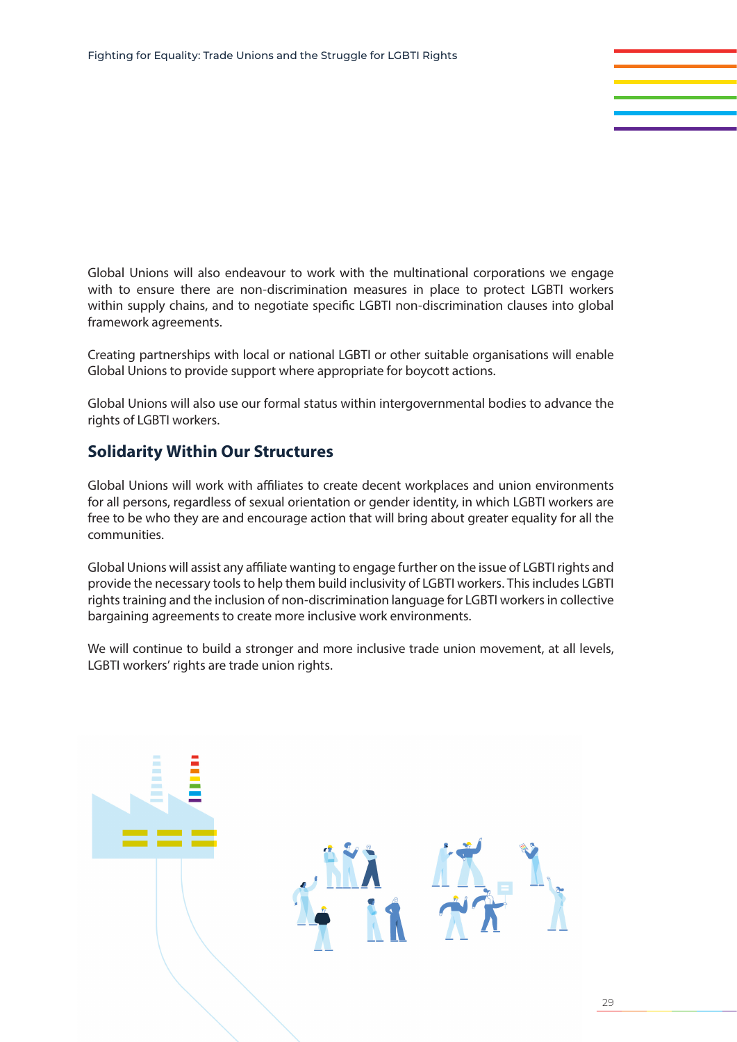Global Unions will also endeavour to work with the multinational corporations we engage with to ensure there are non-discrimination measures in place to protect LGBTI workers within supply chains, and to negotiate specific LGBTI non-discrimination clauses into global framework agreements.

Creating partnerships with local or national LGBTI or other suitable organisations will enable Global Unions to provide support where appropriate for boycott actions.

Global Unions will also use our formal status within intergovernmental bodies to advance the rights of LGBTI workers.

## Solidarity Within Our Structures

Global Unions will work with affiliates to create decent workplaces and union environments for all persons, regardless of sexual orientation or gender identity, in which LGBTI workers are free to be who they are and encourage action that will bring about greater equality for all the communities.

Global Unions will assist any affiliate wanting to engage further on the issue of LGBTI rights and provide the necessary tools to help them build inclusivity of LGBTI workers. This includes LGBTI rights training and the inclusion of non-discrimination language for LGBTI workers in collective bargaining agreements to create more inclusive work environments.

We will continue to build a stronger and more inclusive trade union movement, at all levels, LGBTI workers' rights are trade union rights.